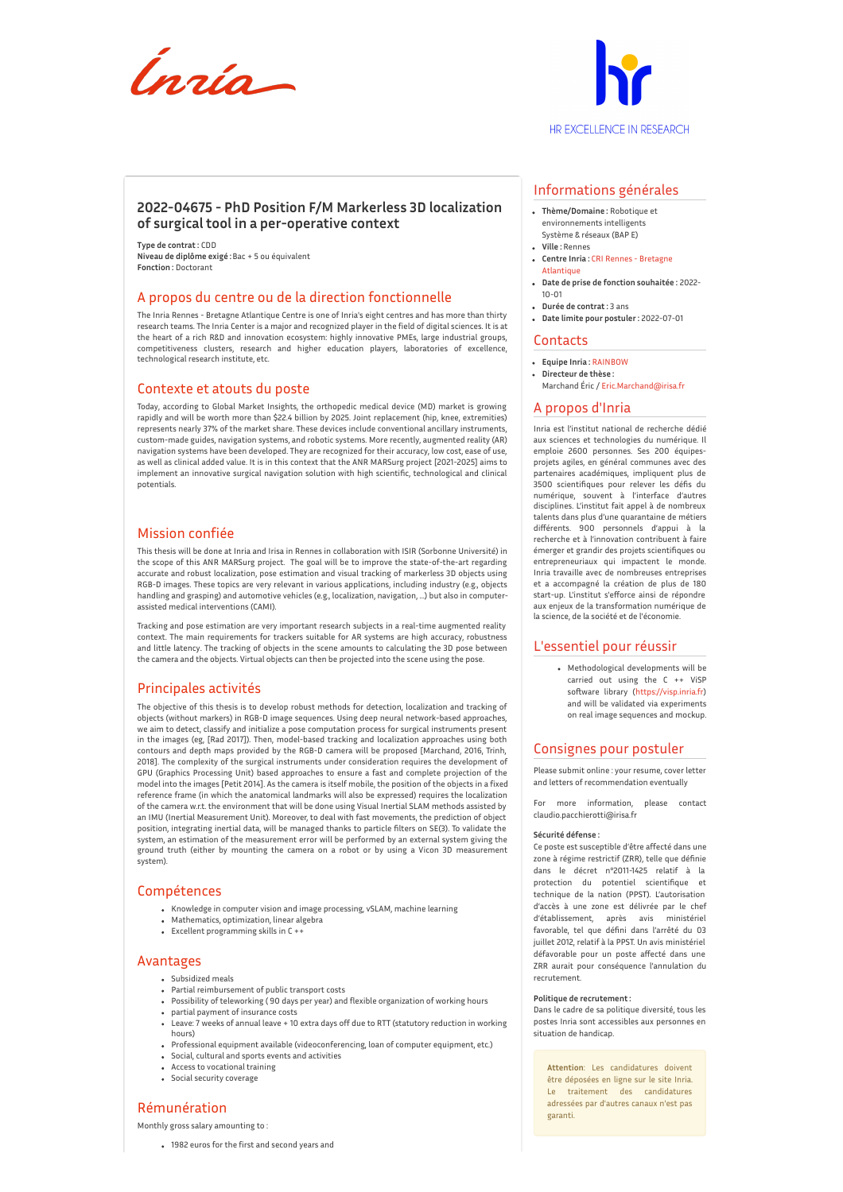Inria

HR EXCELLENCE IN RESEARCH

# 2022-04675 - PhD Position F/M Markerless 3D localization of surgical tool in a per-operative context

**Type de contrat :** CDD
**Niveau de diplôme exigé :** Bac + 5 ou équivalent
**Fonction :** Doctorant

## A propos du centre ou de la direction fonctionnelle

The Inria Rennes - Bretagne Atlantique Centre is one of Inria's eight centres and has more than thirty research teams. The Inria Center is a major and recognized player in the field of digital sciences. It is at the heart of a rich R&D and innovation ecosystem: highly innovative PMEs, large industrial groups, competitiveness clusters, research and higher education players, laboratories of excellence, technological research institute, etc.

## Contexte et atouts du poste

Today, according to Global Market Insights, the orthopedic medical device (MD) market is growing rapidly and will be worth more than $22.4 billion by 2025. Joint replacement (hip, knee, extremities) represents nearly 37% of the market share. These devices include conventional ancillary instruments, custom-made guides, navigation systems, and robotic systems. More recently, augmented reality (AR) navigation systems have been developed. They are recognized for their accuracy, low cost, ease of use, as well as clinical added value. It is in this context that the ANR MARSurg project [2021-2025] aims to implement an innovative surgical navigation solution with high scientific, technological and clinical potentials.

## Mission confiée

This thesis will be done at Inria and Irisa in Rennes in collaboration with ISIR (Sorbonne Université) in the scope of this ANR MARSurg project. The goal will be to improve the state-of-the-art regarding accurate and robust localization, pose estimation and visual tracking of markerless 3D objects using RGB-D images. These topics are very relevant in various applications, including industry (e.g., objects handling and grasping) and automotive vehicles (e.g., localization, navigation, ...) but also in computer-assisted medical interventions (CAMI).

Tracking and pose estimation are very important research subjects in a real-time augmented reality context. The main requirements for trackers suitable for AR systems are high accuracy, robustness and little latency. The tracking of objects in the scene amounts to calculating the 3D pose between the camera and the objects. Virtual objects can then be projected into the scene using the pose.

## Principales activités

The objective of this thesis is to develop robust methods for detection, localization and tracking of objects (without markers) in RGB-D image sequences. Using deep neural network-based approaches, we aim to detect, classify and initialize a pose computation process for surgical instruments present in the images (eg, [Rad 2017]). Then, model-based tracking and localization approaches using both contours and depth maps provided by the RGB-D camera will be proposed [Marchand, 2016, Trinh, 2018]. The complexity of the surgical instruments under consideration requires the development of GPU (Graphics Processing Unit) based approaches to ensure a fast and complete projection of the model into the images [Petit 2014]. As the camera is itself mobile, the position of the objects in a fixed reference frame (in which the anatomical landmarks will also be expressed) requires the localization of the camera w.r.t. the environment that will be done using Visual Inertial SLAM methods assisted by an IMU (Inertial Measurement Unit). Moreover, to deal with fast movements, the prediction of object position, integrating inertial data, will be managed thanks to particle filters on SE(3). To validate the system, an estimation of the measurement error will be performed by an external system giving the ground truth (either by mounting the camera on a robot or by using a Vicon 3D measurement system).

## Compétences

- Knowledge in computer vision and image processing, vSLAM, machine learning
- Mathematics, optimization, linear algebra
- Excellent programming skills in C ++

## Avantages

- Subsidized meals
- Partial reimbursement of public transport costs
- Possibility of teleworking ( 90 days per year) and flexible organization of working hours
- partial payment of insurance costs
- Leave: 7 weeks of annual leave + 10 extra days off due to RTT (statutory reduction in working hours)
- Professional equipment available (videoconferencing, loan of computer equipment, etc.)
- Social, cultural and sports events and activities
- Access to vocational training
- Social security coverage

## Rémunération

Monthly gross salary amounting to :

- 1982 euros for the first and second years and

## Informations générales

- **Thème/Domaine :** Robotique et environnements intelligents Système & réseaux (BAP E)
- **Ville :** Rennes
- **Centre Inria :** CRI Rennes - Bretagne Atlantique
- **Date de prise de fonction souhaitée :** 2022-10-01
- **Durée de contrat :** 3 ans
- **Date limite pour postuler :** 2022-07-01

## Contacts

- **Equipe Inria :** RAINBOW
- **Directeur de thèse :** Marchand Éric / Eric.Marchand@irisa.fr

## A propos d'Inria

Inria est l'institut national de recherche dédié aux sciences et technologies du numérique. Il emploie 2600 personnes. Ses 200 équipes-projets agiles, en général communes avec des partenaires académiques, impliquent plus de 3500 scientifiques pour relever les défis du numérique, souvent à l'interface d'autres disciplines. L'institut fait appel à de nombreux talents dans plus d'une quarantaine de métiers différents. 900 personnels d'appui à la recherche et à l'innovation contribuent à faire émerger et grandir des projets scientifiques ou entrepreneuriaux qui impactent le monde. Inria travaille avec de nombreuses entreprises et a accompagné la création de plus de 180 start-up. L'institut s'efforce ainsi de répondre aux enjeux de la transformation numérique de la science, de la société et de l'économie.

## L'essentiel pour réussir

- Methodological developments will be carried out using the C ++ ViSP software library (https://visp.inria.fr) and will be validated via experiments on real image sequences and mockup.

## Consignes pour postuler

Please submit online : your resume, cover letter and letters of recommendation eventually

For more information, please contact claudio.pacchierotti@irisa.fr

**Sécurité défense :**
Ce poste est susceptible d'être affecté dans une zone à régime restrictif (ZRR), telle que définie dans le décret n°2011-1425 relatif à la protection du potentiel scientifique et technique de la nation (PPST). L'autorisation d'accès à une zone est délivrée par le chef d'établissement, après avis ministériel favorable, tel que défini dans l'arrêté du 03 juillet 2012, relatif à la PPST. Un avis ministériel défavorable pour un poste affecté dans une ZRR aurait pour conséquence l'annulation du recrutement.

**Politique de recrutement :**
Dans le cadre de sa politique diversité, tous les postes Inria sont accessibles aux personnes en situation de handicap.

**Attention**: Les candidatures doivent être déposées en ligne sur le site Inria. Le traitement des candidatures adressées par d'autres canaux n'est pas garanti.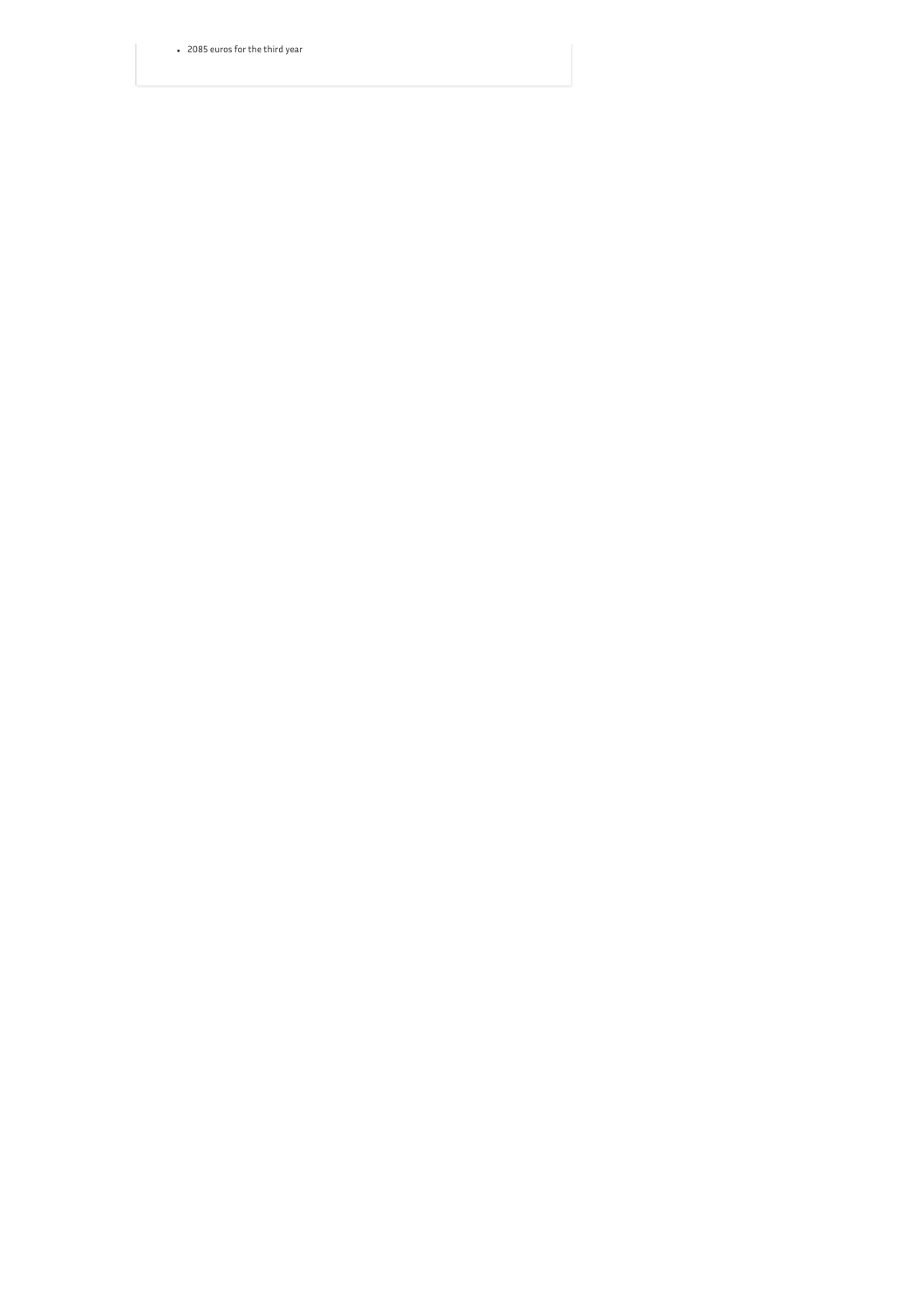- 2085 euros for the third year